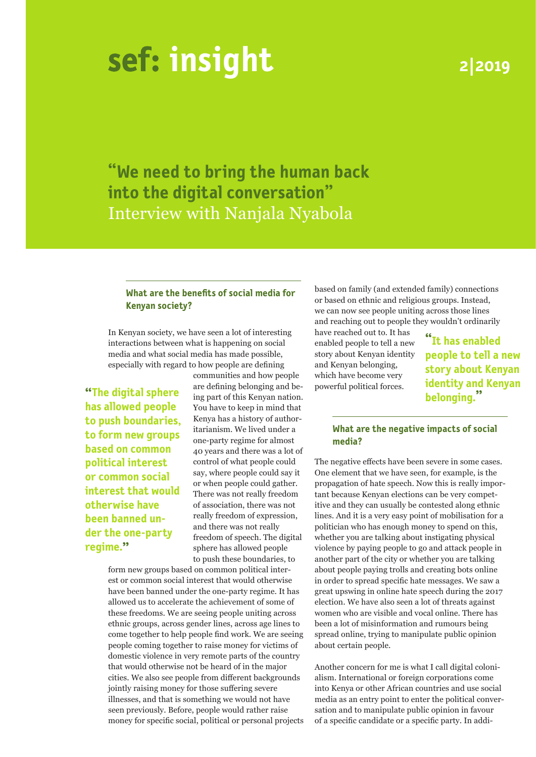# sef: insight 2|2019

## "We need to bring the human back into the digital conversation"

Interview with Nanjala Nyabola

### What are the benefits of social media for Kenyan society?

In Kenyan society, we have seen a lot of interesting interactions between what is happening on social media and what social media has made possible, especially with regard to how people are defining communities and how people are defining belonging and being part of this Kenyan nation. You have to keep in mind that Kenya has a history of authoritarianism. We lived under a one-party regime for almost 40 years and there was a lot of control of what people could say, where people could say it or when people could gather. There was not really freedom of association, there was not really freedom of expression, and there was not really freedom of speech. The digital sphere has allowed people to push these boundaries, to form new groups based on common political interest or common social interest that would otherwise have been banned under the one-party regime. It has allowed us to accelerate the achievement of some of these freedoms. We are seeing people uniting across ethnic groups, across gender lines, across age lines to come together to help people find work. We are seeing people coming together to raise money for victims of domestic violence in very remote parts of the country that would otherwise not be heard of in the major cities. We also see people from different backgrounds jointly raising money for those suffering severe illnesses, and that is something we would not have seen previously. Before, people would rather raise money for specific social, political or personal projects based on family (and extended family) connections or based on ethnic and religious groups. Instead, we can now see people uniting across those lines and reaching out to people they wouldn't ordinarily have reached out to. It has enabled people to tell a new story about Kenyan identity and Kenyan belonging, which have become very powerful political forces.

> "The digital sphere has allowed people to push boundaries, to form new groups based on common political interest or common social interest that would otherwise have been banned under the one-party regime."

> "It has enabled people to tell a new story about Kenyan identity and Kenyan belonging."

### What are the negative impacts of social media?

The negative effects have been severe in some cases. One element that we have seen, for example, is the propagation of hate speech. Now this is really important because Kenyan elections can be very competitive and they can usually be contested along ethnic lines. And it is a very easy point of mobilisation for a politician who has enough money to spend on this, whether you are talking about instigating physical violence by paying people to go and attack people in another part of the city or whether you are talking about people paying trolls and creating bots online in order to spread specific hate messages. We saw a great upswing in online hate speech during the 2017 election. We have also seen a lot of threats against women who are visible and vocal online. There has been a lot of misinformation and rumours being spread online, trying to manipulate public opinion about certain people.

Another concern for me is what I call digital colonialism. International or foreign corporations come into Kenya or other African countries and use social media as an entry point to enter the political conversation and to manipulate public opinion in favour of a specific candidate or a specific party. In addi-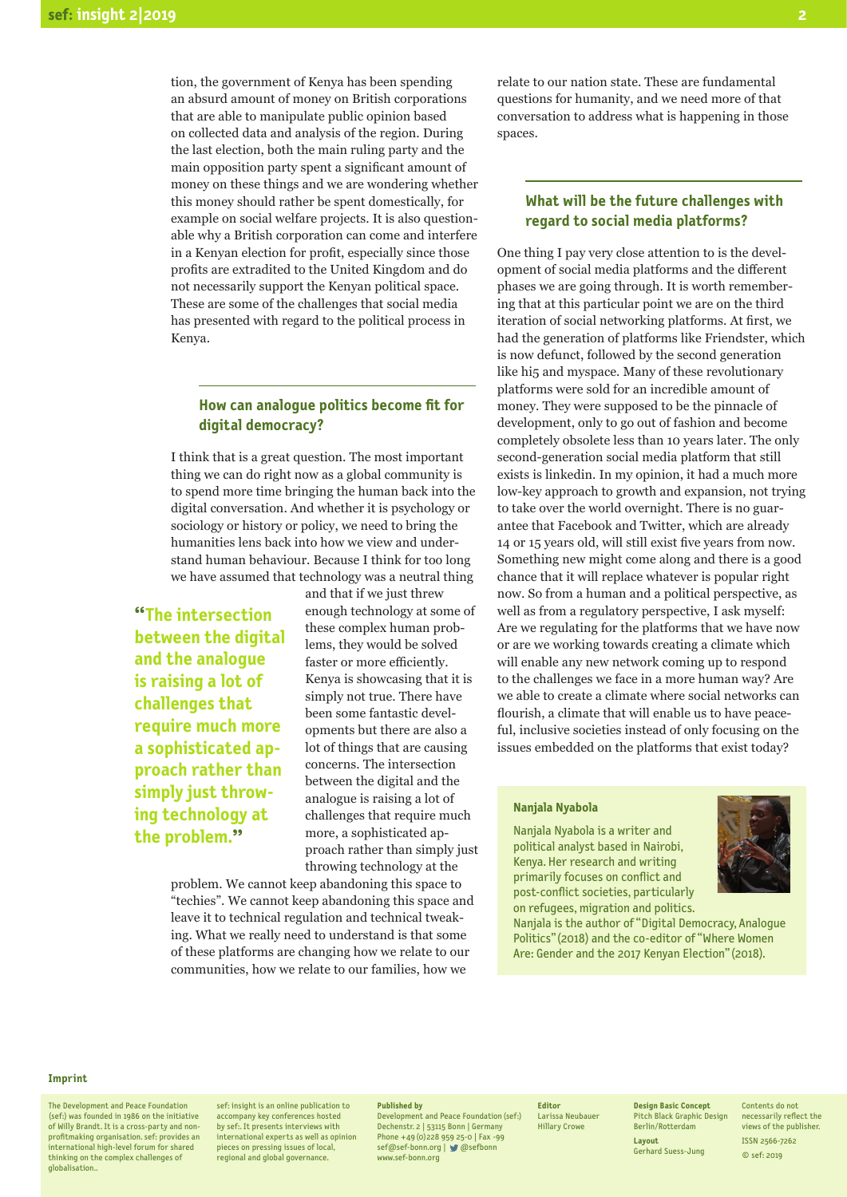tion, the government of Kenya has been spending an absurd amount of money on British corporations that are able to manipulate public opinion based on collected data and analysis of the region. During the last election, both the main ruling party and the main opposition party spent a significant amount of money on these things and we are wondering whether this money should rather be spent domestically, for example on social welfare projects. It is also questionable why a British corporation can come and interfere in a Kenyan election for profit, especially since those profits are extradited to the United Kingdom and do not necessarily support the Kenyan political space. These are some of the challenges that social media has presented with regard to the political process in Kenya.

## How can analogue politics become fit for digital democracy?

I think that is a great question. The most important thing we can do right now as a global community is to spend more time bringing the human back into the digital conversation. And whether it is psychology or sociology or history or policy, we need to bring the humanities lens back into how we view and understand human behaviour. Because I think for too long we have assumed that technology was a neutral thing and that if we just threw enough technology at some of these complex human problems, they would be solved faster or more efficiently. Kenya is showcasing that it is simply not true. There have been some fantastic developments but there are also a lot of things that are causing concerns. The intersection between the digital and the analogue is raising a lot of challenges that require much more, a sophisticated approach rather than simply just throwing technology at the problem. We cannot keep abandoning this space to "techies". We cannot keep abandoning this space and leave it to technical regulation and technical tweaking. What we really need to understand is that some of these platforms are changing how we relate to our communities, how we relate to our families, how we relate to our nation state. These are fundamental questions for humanity, and we need more of that conversation to address what is happening in those spaces.

> **"The intersection between the digital and the analogue is raising a lot of challenges that require much more a sophisticated approach rather than simply just throwing technology at the problem."**

## What will be the future challenges with regard to social media platforms?

One thing I pay very close attention to is the development of social media platforms and the different phases we are going through. It is worth remembering that at this particular point we are on the third iteration of social networking platforms. At first, we had the generation of platforms like Friendster, which is now defunct, followed by the second generation like hi5 and myspace. Many of these revolutionary platforms were sold for an incredible amount of money. They were supposed to be the pinnacle of development, only to go out of fashion and become completely obsolete less than 10 years later. The only second-generation social media platform that still exists is linkedin. In my opinion, it had a much more low-key approach to growth and expansion, not trying to take over the world overnight. There is no guarantee that Facebook and Twitter, which are already 14 or 15 years old, will still exist five years from now. Something new might come along and there is a good chance that it will replace whatever is popular right now. So from a human and a political perspective, as well as from a regulatory perspective, I ask myself: Are we regulating for the platforms that we have now or are we working towards creating a climate which will enable any new network coming up to respond to the challenges we face in a more human way? Are we able to create a climate where social networks can flourish, a climate that will enable us to have peaceful, inclusive societies instead of only focusing on the issues embedded on the platforms that exist today?

**Nanjala Nyabola**

Nanjala Nyabola is a writer and political analyst based in Nairobi, Kenya. Her research and writing primarily focuses on conflict and post-conflict societies, particularly on refugees, migration and politics. Nanjala is the author of "Digital Democracy, Analogue Politics" (2018) and the co-editor of "Where Women Are: Gender and the 2017 Kenyan Election" (2018).

**Imprint**

The Development and Peace Foundation (sef:) was founded in 1986 on the initiative of Willy Brandt. It is a cross-party and non-profitmaking organisation. sef: provides an international high-level forum for shared thinking on the complex challenges of globalisation..

sef: insight is an online publication to accompany key conferences hosted by sef:. It presents interviews with international experts as well as opinion pieces on pressing issues of local, regional and global governance.

**Published by**
Development and Peace Foundation (sef:)
Dechenstr. 2 | 53115 Bonn | Germany
Phone +49 (0)228 959 25-0 | Fax -99
sef@sef-bonn.org | @sefbonn
www.sef-bonn.org

**Editor**
Larissa Neubauer
Hillary Crowe

**Design Basic Concept**
Pitch Black Graphic Design
Berlin/Rotterdam

**Layout**
Gerhard Suess-Jung

Contents do not necessarily reflect the views of the publisher.

ISSN 2566-7262

© sef: 2019